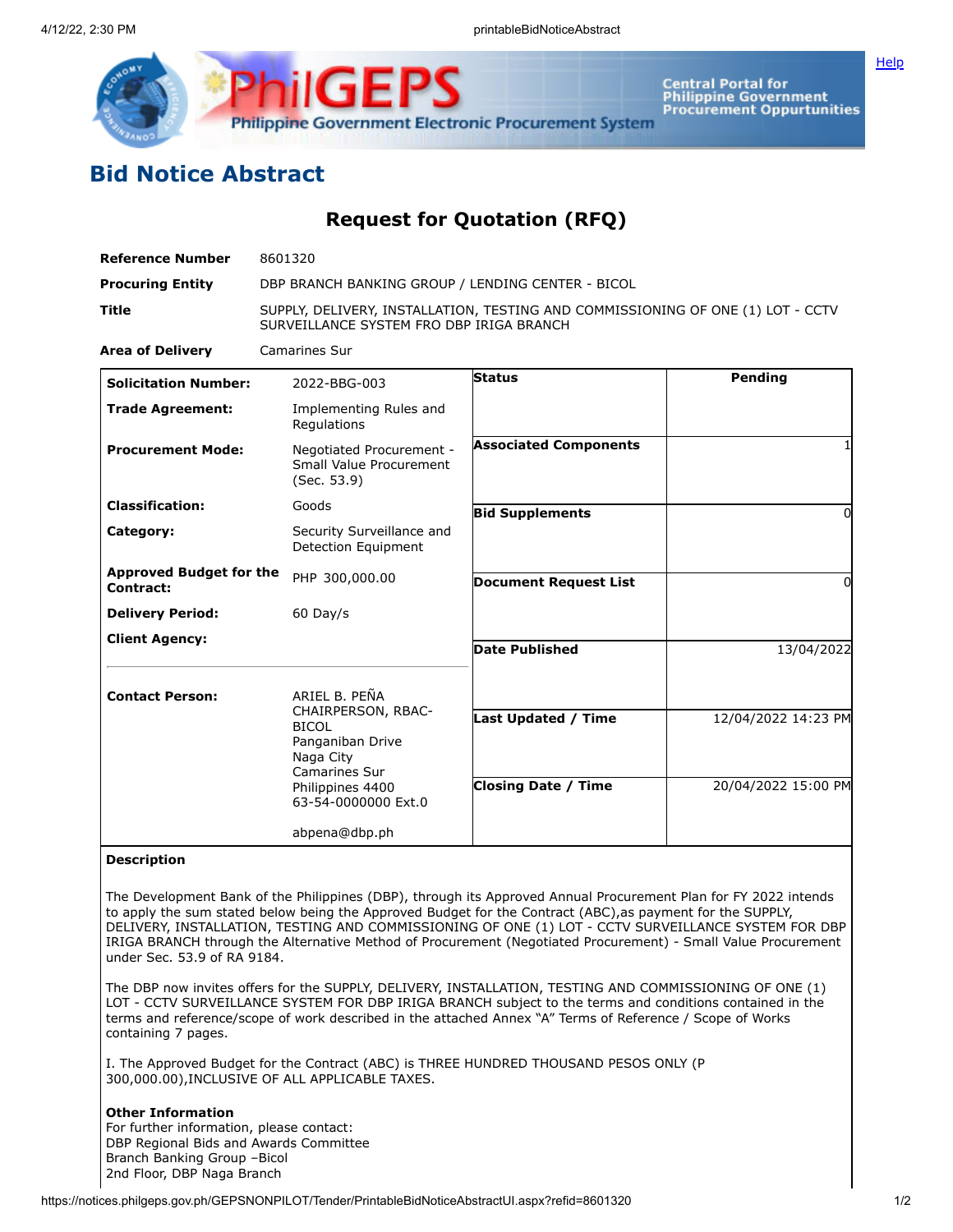# Bid Notice Abstract

## Request for Quotation (RFQ)

| | |
|---|---|
| **Reference Number** | 8601320 |
| **Procuring Entity** | DBP BRANCH BANKING GROUP / LENDING CENTER - BICOL |
| **Title** | SUPPLY, DELIVERY, INSTALLATION, TESTING AND COMMISSIONING OF ONE (1) LOT - CCTV SURVEILLANCE SYSTEM FRO DBP IRIGA BRANCH |
| **Area of Delivery** | Camarines Sur |

| | | | |
|---|---|---|---|
| **Solicitation Number:** | 2022-BBG-003 | **Status** | Pending |
| **Trade Agreement:** | Implementing Rules and Regulations | | |
| **Procurement Mode:** | Negotiated Procurement - Small Value Procurement (Sec. 53.9) | **Associated Components** | 1 |
| **Classification:** | Goods | **Bid Supplements** | 0 |
| **Category:** | Security Surveillance and Detection Equipment | | |
| **Approved Budget for the Contract:** | PHP 300,000.00 | **Document Request List** | 0 |
| **Delivery Period:** | 60 Day/s | | |
| **Client Agency:** | | **Date Published** | 13/04/2022 |
| **Contact Person:** | ARIEL B. PEÑA<br>CHAIRPERSON, RBAC-BICOL<br>Panganiban Drive<br>Naga City<br>Camarines Sur<br>Philippines 4400<br>63-54-0000000 Ext.0<br><br>abpena@dbp.ph | **Last Updated / Time** | 12/04/2022 14:23 PM |
| | | **Closing Date / Time** | 20/04/2022 15:00 PM |

**Description**

The Development Bank of the Philippines (DBP), through its Approved Annual Procurement Plan for FY 2022 intends to apply the sum stated below being the Approved Budget for the Contract (ABC),as payment for the SUPPLY, DELIVERY, INSTALLATION, TESTING AND COMMISSIONING OF ONE (1) LOT - CCTV SURVEILLANCE SYSTEM FOR DBP IRIGA BRANCH through the Alternative Method of Procurement (Negotiated Procurement) - Small Value Procurement under Sec. 53.9 of RA 9184.

The DBP now invites offers for the SUPPLY, DELIVERY, INSTALLATION, TESTING AND COMMISSIONING OF ONE (1) LOT - CCTV SURVEILLANCE SYSTEM FOR DBP IRIGA BRANCH subject to the terms and conditions contained in the terms and reference/scope of work described in the attached Annex "A" Terms of Reference / Scope of Works containing 7 pages.

I. The Approved Budget for the Contract (ABC) is THREE HUNDRED THOUSAND PESOS ONLY (P 300,000.00),INCLUSIVE OF ALL APPLICABLE TAXES.

**Other Information**

For further information, please contact:
DBP Regional Bids and Awards Committee
Branch Banking Group –Bicol
2nd Floor, DBP Naga Branch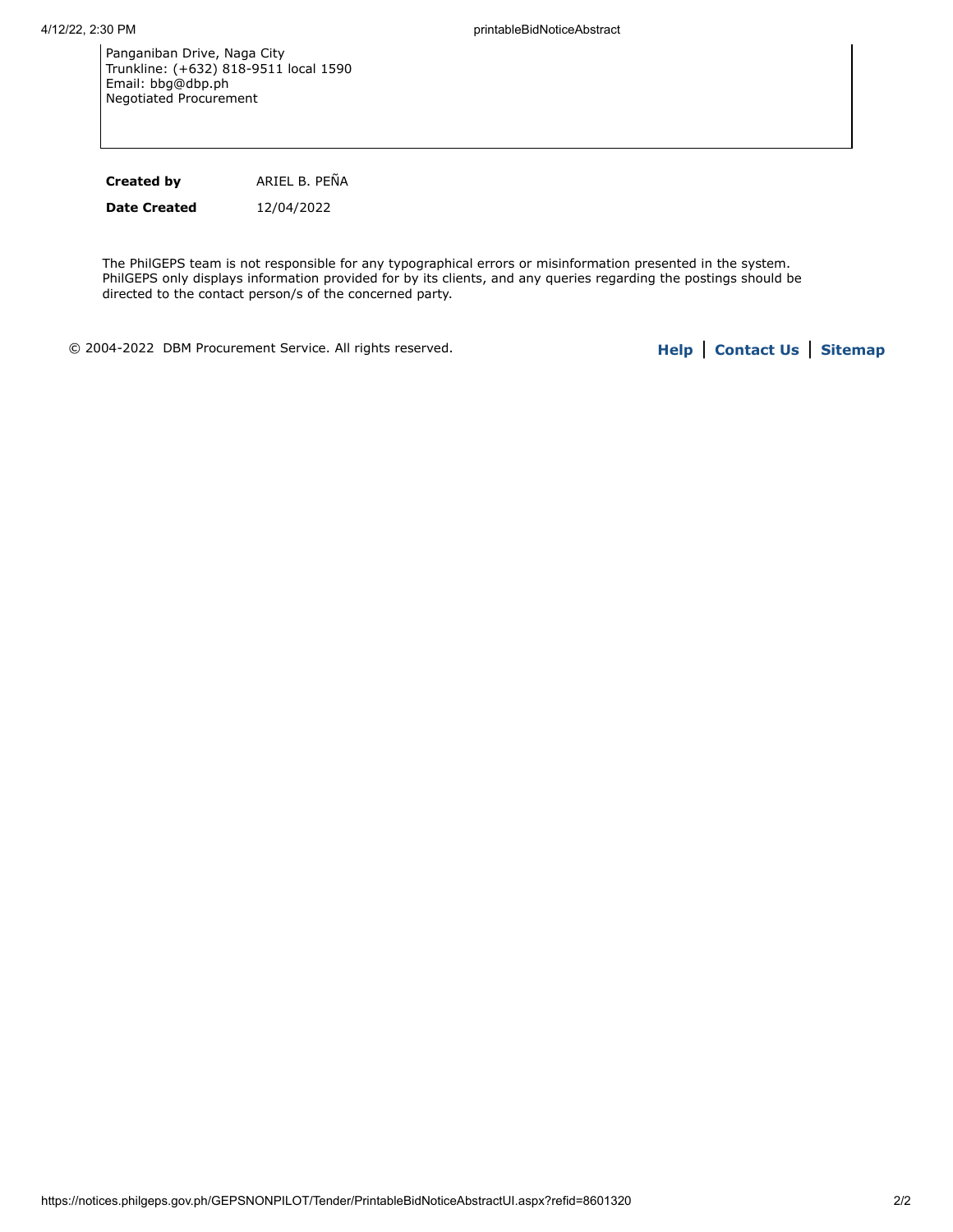Panganiban Drive, Naga City
Trunkline: (+632) 818-9511 local 1590
Email: bbg@dbp.ph
Negotiated Procurement

| | |
|---|---|
| **Created by** | ARIEL B. PEÑA |
| **Date Created** | 12/04/2022 |

The PhilGEPS team is not responsible for any typographical errors or misinformation presented in the system. PhilGEPS only displays information provided for by its clients, and any queries regarding the postings should be directed to the contact person/s of the concerned party.

© 2004-2022 DBM Procurement Service. All rights reserved.

**Help** | **Contact Us** | **Sitemap**